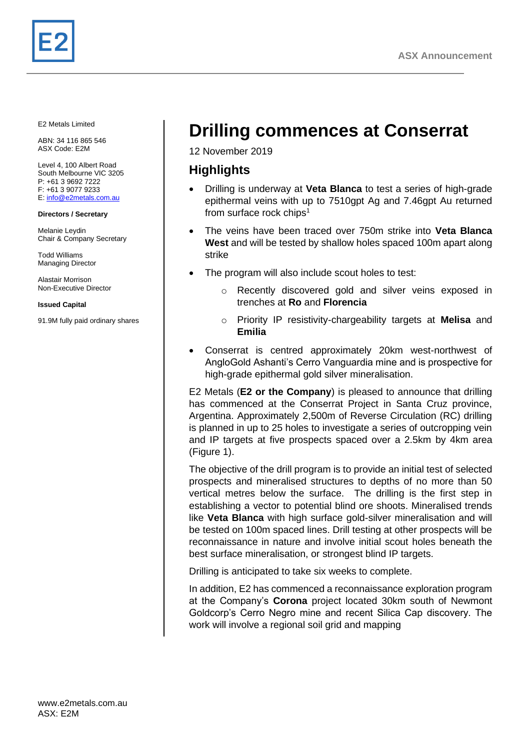ASX Announcement

E2 Metals Limited

ABN: 34 116 865 546
ASX Code: E2M

Level 4, 100 Albert Road
South Melbourne VIC 3205
P: +61 3 9692 7222
F: +61 3 9077 9233
E: info@e2metals.com.au

**Directors / Secretary**

Melanie Leydin
Chair & Company Secretary

Todd Williams
Managing Director

Alastair Morrison
Non-Executive Director

**Issued Capital**

91.9M fully paid ordinary shares

# Drilling commences at Conserrat

12 November 2019

## Highlights

- Drilling is underway at **Veta Blanca** to test a series of high-grade epithermal veins with up to 7510gpt Ag and 7.46gpt Au returned from surface rock chips[1]
- The veins have been traced over 750m strike into **Veta Blanca West** and will be tested by shallow holes spaced 100m apart along strike
- The program will also include scout holes to test:
  - Recently discovered gold and silver veins exposed in trenches at **Ro** and **Florencia**
  - Priority IP resistivity-chargeability targets at **Melisa** and **Emilia**
- Conserrat is centred approximately 20km west-northwest of AngloGold Ashanti's Cerro Vanguardia mine and is prospective for high-grade epithermal gold silver mineralisation.

E2 Metals (**E2 or the Company**) is pleased to announce that drilling has commenced at the Conserrat Project in Santa Cruz province, Argentina. Approximately 2,500m of Reverse Circulation (RC) drilling is planned in up to 25 holes to investigate a series of outcropping vein and IP targets at five prospects spaced over a 2.5km by 4km area (Figure 1).

The objective of the drill program is to provide an initial test of selected prospects and mineralised structures to depths of no more than 50 vertical metres below the surface. The drilling is the first step in establishing a vector to potential blind ore shoots. Mineralised trends like **Veta Blanca** with high surface gold-silver mineralisation and will be tested on 100m spaced lines. Drill testing at other prospects will be reconnaissance in nature and involve initial scout holes beneath the best surface mineralisation, or strongest blind IP targets.

Drilling is anticipated to take six weeks to complete.

In addition, E2 has commenced a reconnaissance exploration program at the Company's **Corona** project located 30km south of Newmont Goldcorp's Cerro Negro mine and recent Silica Cap discovery. The work will involve a regional soil grid and mapping

www.e2metals.com.au
ASX: E2M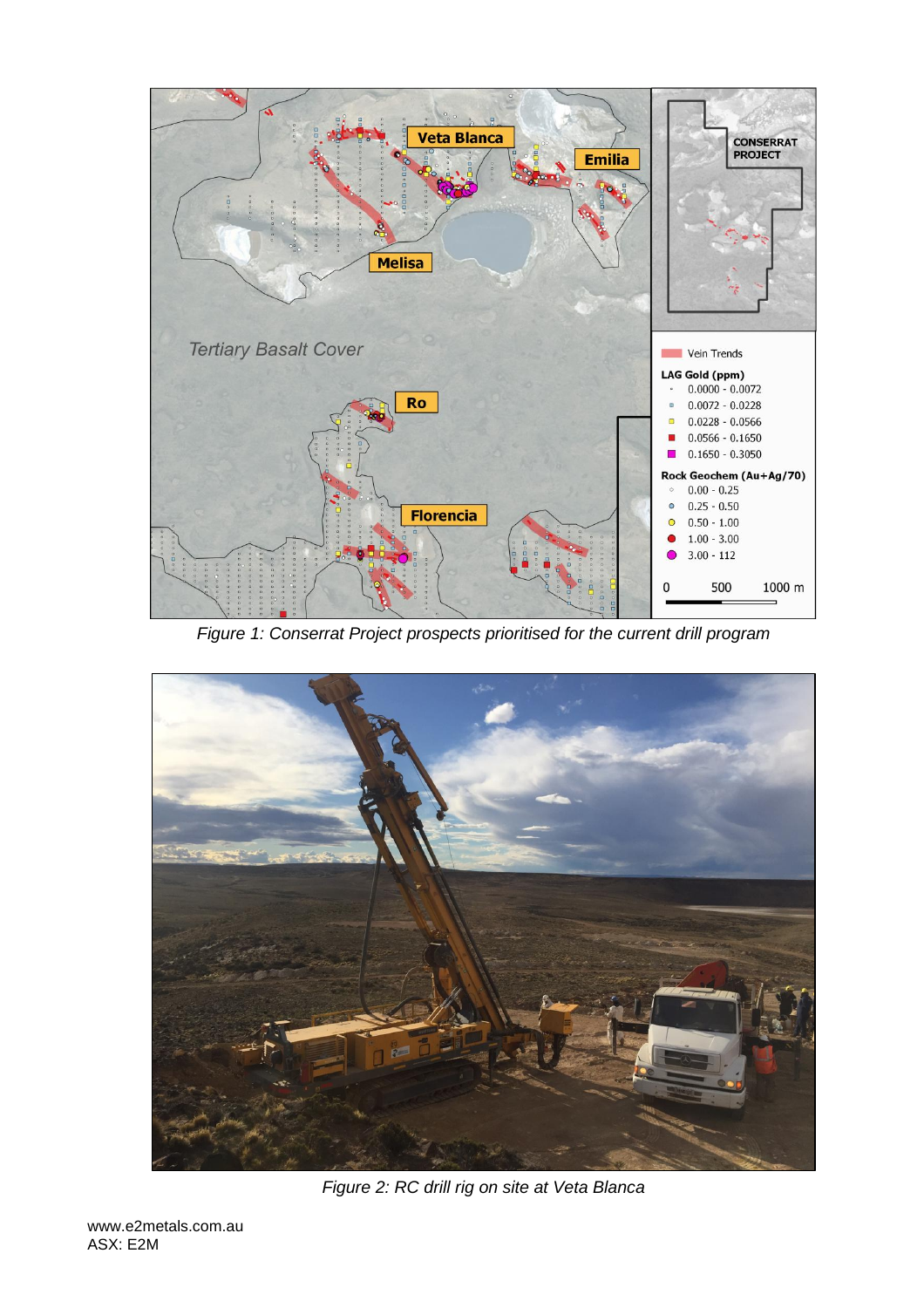*Figure 1: Conserrat Project prospects prioritised for the current drill program*

*Figure 2: RC drill rig on site at Veta Blanca*

www.e2metals.com.au
ASX: E2M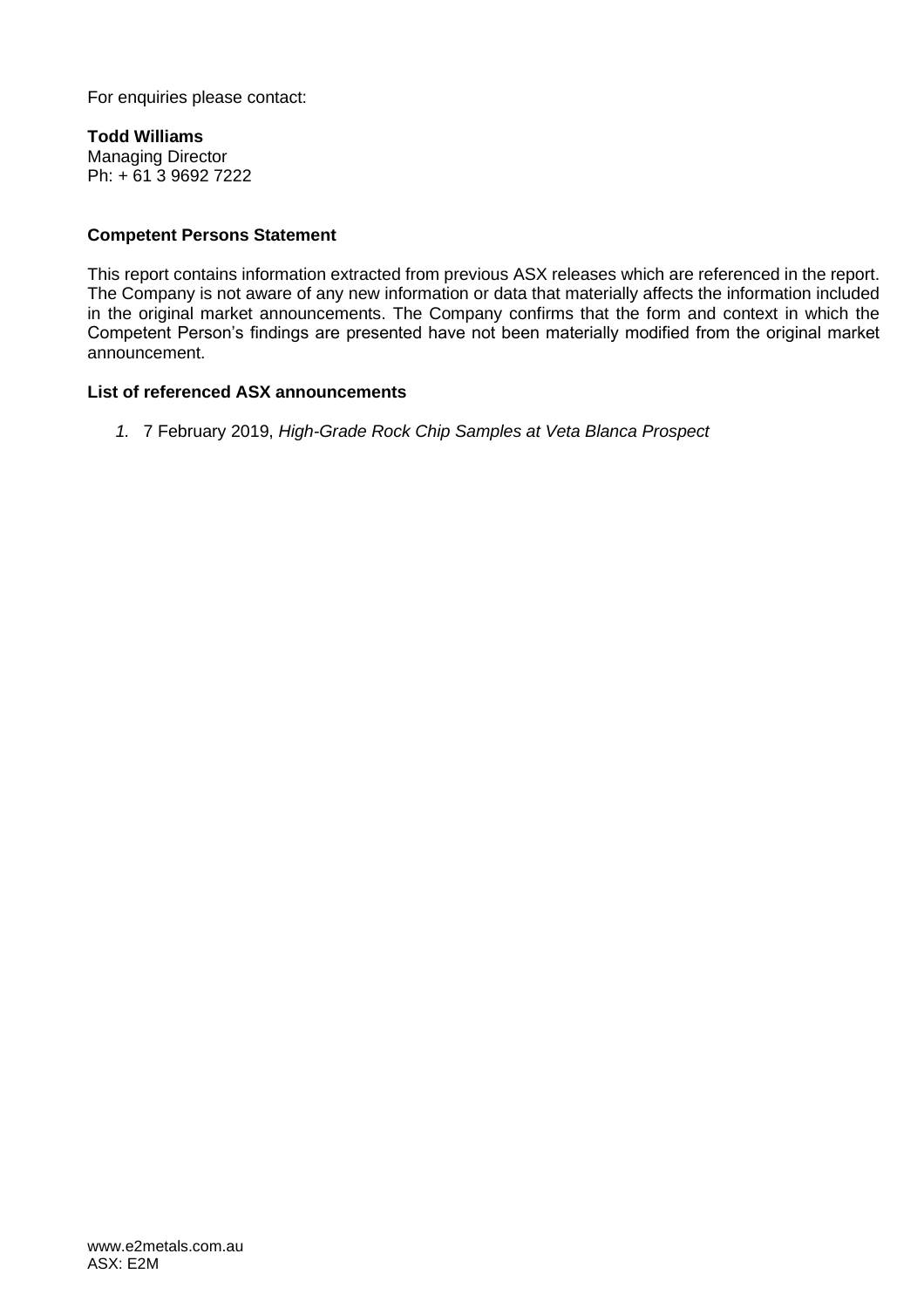For enquiries please contact:

**Todd Williams**
Managing Director
Ph: + 61 3 9692 7222

**Competent Persons Statement**

This report contains information extracted from previous ASX releases which are referenced in the report. The Company is not aware of any new information or data that materially affects the information included in the original market announcements. The Company confirms that the form and context in which the Competent Person's findings are presented have not been materially modified from the original market announcement.

**List of referenced ASX announcements**

1. 7 February 2019, *High-Grade Rock Chip Samples at Veta Blanca Prospect*

www.e2metals.com.au
ASX: E2M